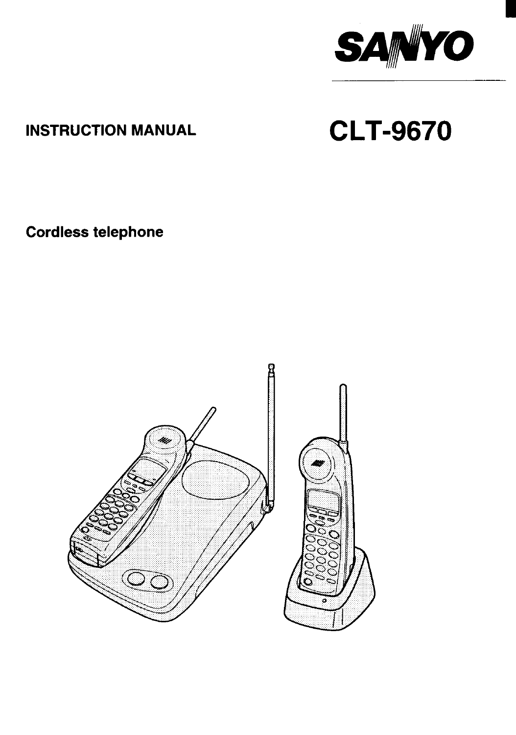SANYO

INSTRUCTION MANUAL

# CLT-9670

Cordless telephone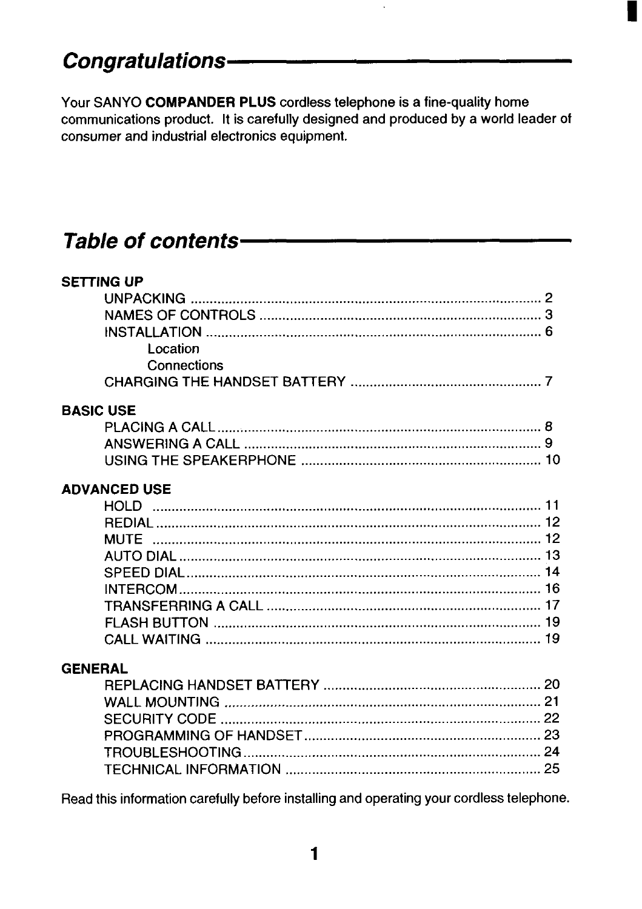# Congratulations

Your SANYO **COMPANDER PLUS** cordless telephone is a fine-quality home communications product. It is carefully designed and produced by a world leader of consumer and industrial electronics equipment.

# Table of contents

**SETTING UP**

- UNPACKING ... 2
- NAMES OF CONTROLS ... 3
- INSTALLATION ... 6
  - Location
  - Connections
- CHARGING THE HANDSET BATTERY ... 7

**BASIC USE**

- PLACING A CALL ... 8
- ANSWERING A CALL ... 9
- USING THE SPEAKERPHONE ... 10

**ADVANCED USE**

- HOLD ... 11
- REDIAL ... 12
- MUTE ... 12
- AUTO DIAL ... 13
- SPEED DIAL ... 14
- INTERCOM ... 16
- TRANSFERRING A CALL ... 17
- FLASH BUTTON ... 19
- CALL WAITING ... 19

**GENERAL**

- REPLACING HANDSET BATTERY ... 20
- WALL MOUNTING ... 21
- SECURITY CODE ... 22
- PROGRAMMING OF HANDSET ... 23
- TROUBLESHOOTING ... 24
- TECHNICAL INFORMATION ... 25

Read this information carefully before installing and operating your cordless telephone.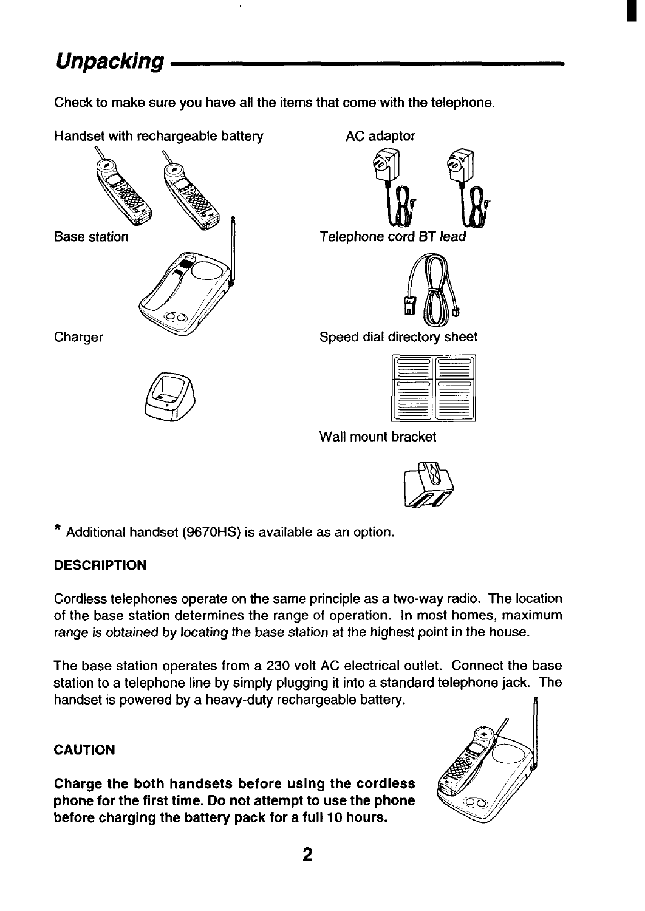## *Unpacking*

Check to make sure you have all the items that come with the telephone.

Handset with rechargeable battery

AC adaptor

Base station

Telephone cord BT *lead*

Charger

Speed dial directory sheet

Wall mount bracket

* Additional handset (9670HS) is available as an option.

**DESCRIPTION**

Cordless telephones operate on the same principle as a two-way radio. The location of the base station determines the range of operation. In most homes, maximum *range is obtained by locating the base station at the highest point in the house.*

The base station operates from a 230 volt AC electrical outlet. Connect the base station to a telephone line by simply plugging it into a standard telephone jack. The handset is powered by a heavy-duty rechargeable battery.

**CAUTION**

**Charge the both handsets before using the cordless phone for the first time. Do not attempt to use the phone before charging the battery pack for a full 10 hours.**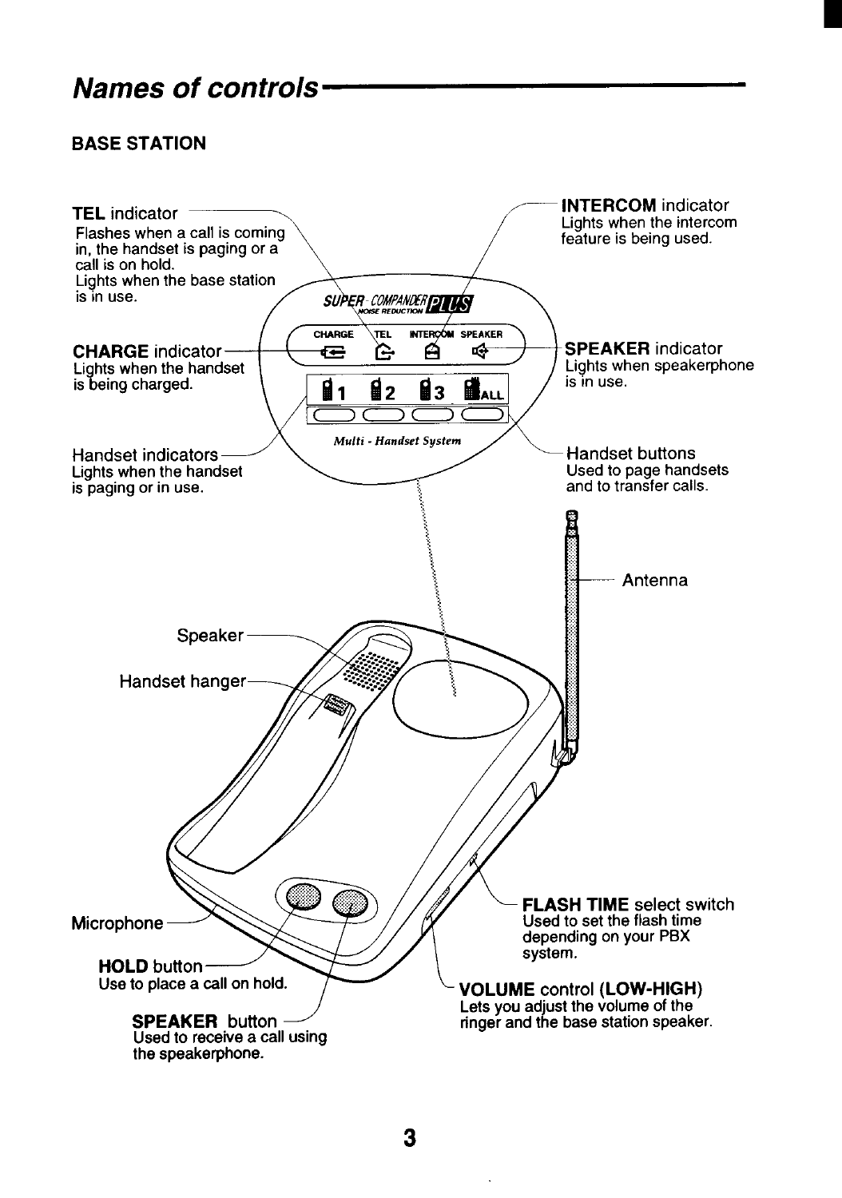# Names of controls

## BASE STATION

**TEL** indicator
Flashes when a call is coming in, the handset is paging or a call is on hold.
Lights when the base station is in use.

**INTERCOM** indicator
Lights when the intercom feature is being used.

**CHARGE** indicator
Lights when the handset is being charged.

**SPEAKER** indicator
Lights when speakerphone is in use.

Handset indicators
Lights when the handset is paging or in use.

Handset buttons
Used to page handsets and to transfer calls.

Antenna

Speaker

Handset hanger

Microphone

**HOLD** button
Use to place a call on hold.

**SPEAKER** button
Used to receive a call using the speakerphone.

**FLASH TIME** select switch
Used to set the flash time depending on your PBX system.

**VOLUME** control **(LOW-HIGH)**
Lets you adjust the volume of the ringer and the base station speaker.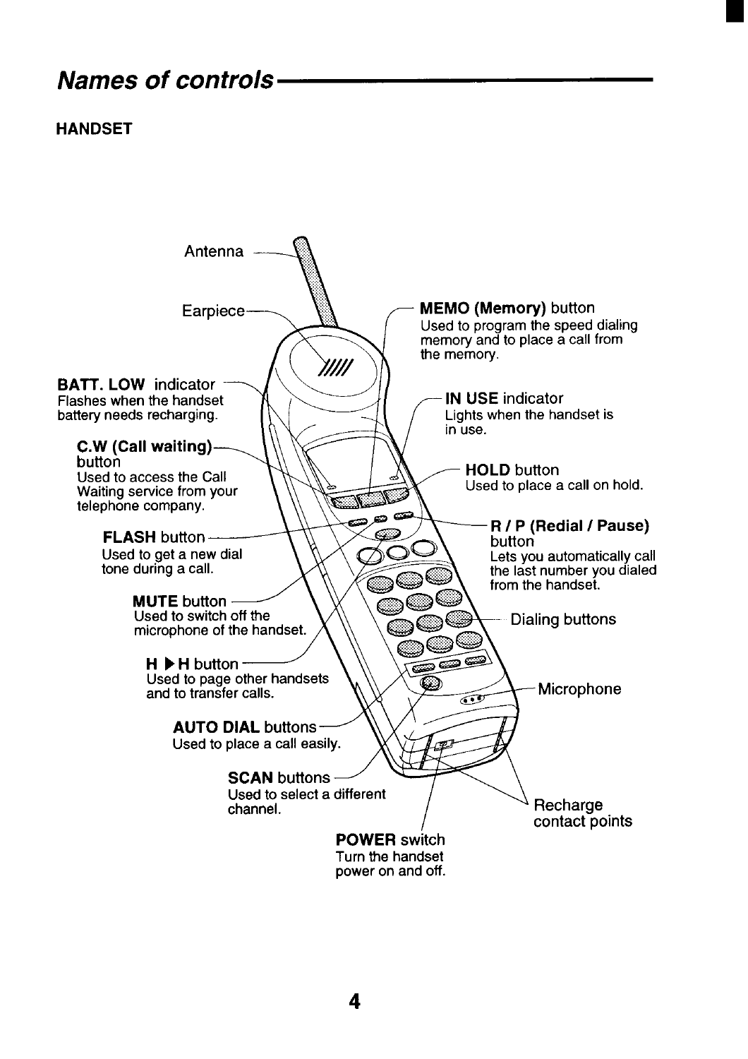# Names of controls

## HANDSET

Antenna

Earpiece

**BATT. LOW** indicator
Flashes when the handset battery needs recharging.

**C.W (Call waiting)** button
Used to access the Call Waiting service from your telephone company.

**FLASH** button
Used to get a new dial tone during a call.

**MUTE** button
Used to switch off the microphone of the handset.

**H ▶ H** button
Used to page other handsets and to transfer calls.

**AUTO DIAL** buttons
Used to place a call easily.

**SCAN** buttons
Used to select a different channel.

**POWER** switch
Turn the handset power on and off.

**MEMO (Memory)** button
Used to program the speed dialing memory and to place a call from the memory.

**IN USE** indicator
Lights when the handset is in use.

**HOLD** button
Used to place a call on hold.

**R / P (Redial / Pause)** button
Lets you automatically call the last number you dialed from the handset.

Dialing buttons

Microphone

Recharge contact points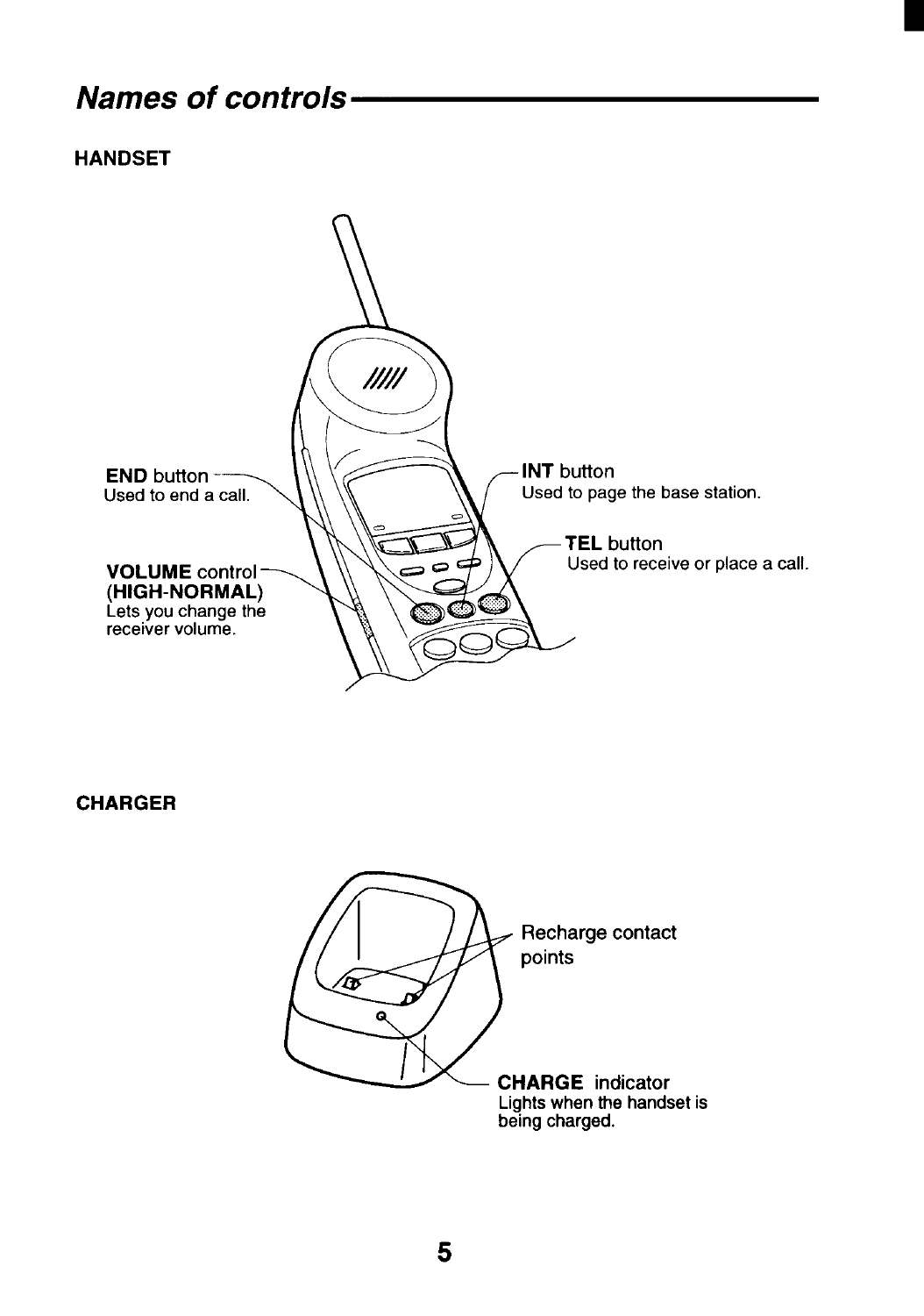# Names of controls

## HANDSET

**END** button
Used to end a call.

**VOLUME** control
**(HIGH-NORMAL)**
Lets you change the receiver volume.

**INT** button
Used to page the base station.

**TEL** button
Used to receive or place a call.

## CHARGER

Recharge contact points

**CHARGE** indicator
Lights when the handset is being charged.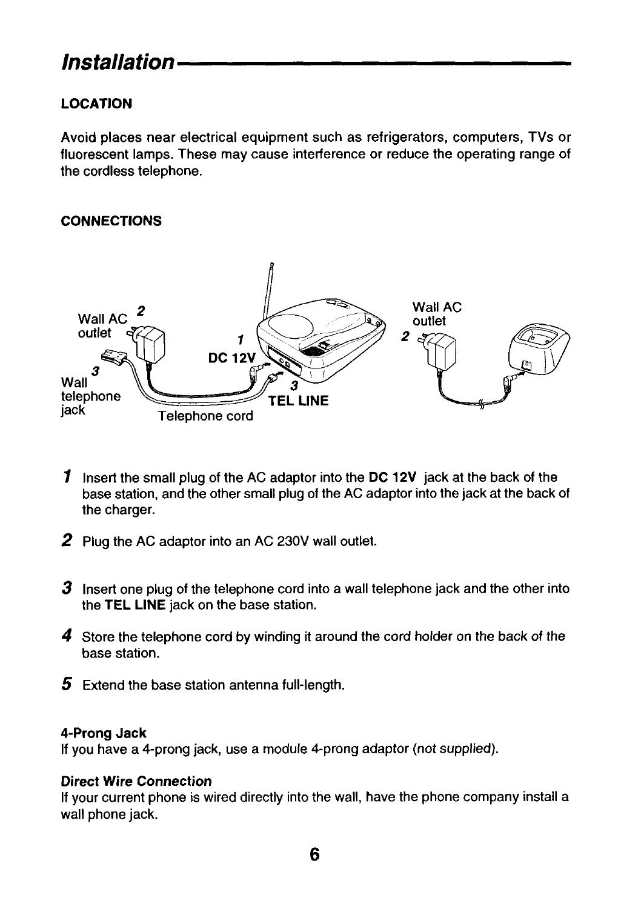# Installation

## LOCATION

Avoid places near electrical equipment such as refrigerators, computers, TVs or fluorescent lamps. These may cause interference or reduce the operating range of the cordless telephone.

## CONNECTIONS

1. Insert the small plug of the AC adaptor into the **DC 12V** jack at the back of the base station, and the other small plug of the AC adaptor into the jack at the back of the charger.
2. Plug the AC adaptor into an AC 230V wall outlet.
3. Insert one plug of the telephone cord into a wall telephone jack and the other into the **TEL LINE** jack on the base station.
4. Store the telephone cord by winding it around the cord holder on the back of the base station.
5. Extend the base station antenna full-length.

**4-Prong Jack**
If you have a 4-prong jack, use a module 4-prong adaptor (not supplied).

***Direct Wire Connection***
If your current phone is wired directly into the wall, have the phone company install a wall phone jack.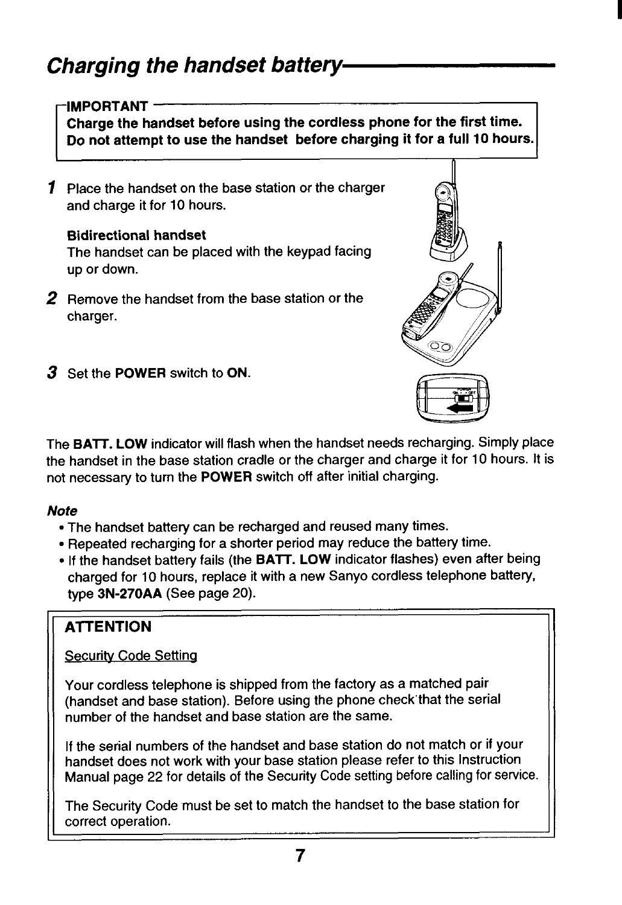## Charging the handset battery

> **IMPORTANT**
>
> **Charge the handset before using the cordless phone for the first time. Do not attempt to use the handset before charging it for a full 10 hours.**

1. Place the handset on the base station or the charger and charge it for 10 hours.

   **Bidirectional handset**
   The handset can be placed with the keypad facing up or down.

2. Remove the handset from the base station or the charger.

3. Set the **POWER** switch to **ON**.

The **BATT. LOW** indicator will flash when the handset needs recharging. Simply place the handset in the base station cradle or the charger and charge it for 10 hours. It is not necessary to turn the **POWER** switch off after initial charging.

***Note***

- The handset battery can be recharged and reused many times.
- Repeated recharging for a shorter period may reduce the battery time.
- If the handset battery fails (the **BATT. LOW** indicator flashes) even after being charged for 10 hours, replace it with a new Sanyo cordless telephone battery, type **3N-270AA** (See page 20).

> **ATTENTION**
>
> Security Code Setting
>
> Your cordless telephone is shipped from the factory as a matched pair (handset and base station). Before using the phone check that the serial number of the handset and base station are the same.
>
> If the serial numbers of the handset and base station do not match or if your handset does not work with your base station please refer to this Instruction Manual page 22 for details of the Security Code setting before calling for service.
>
> The Security Code must be set to match the handset to the base station for correct operation.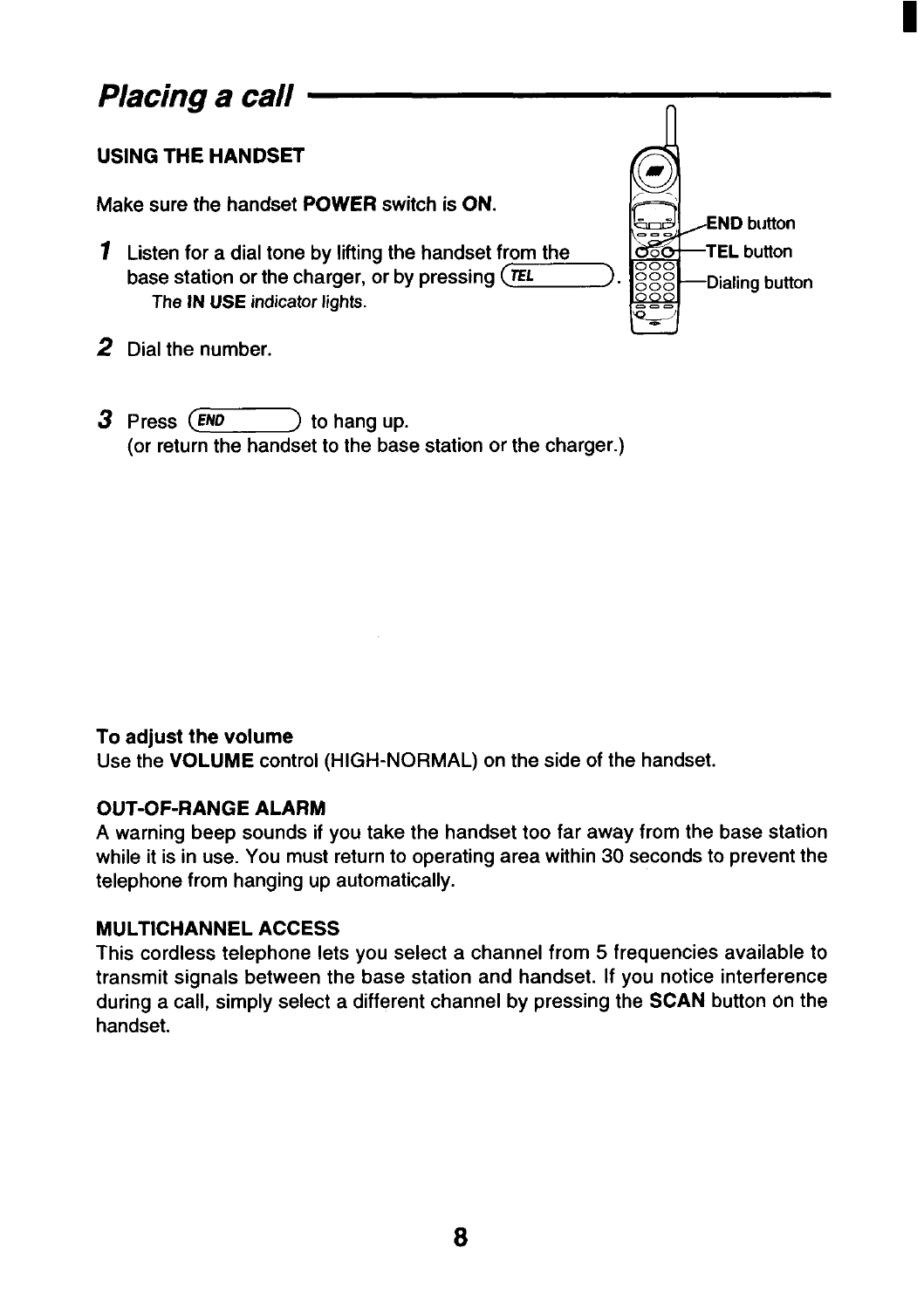## *Placing a call*

**USING THE HANDSET**

Make sure the handset **POWER** switch is **ON**.

**END** button
**TEL** button
Dialing button

**1** Listen for a dial tone by lifting the handset from the base station or the charger, or by pressing (TEL).
*The **IN USE** indicator lights.*

**2** Dial the number.

**3** Press (END) to hang up.
(or return the handset to the base station or the charger.)

**To adjust the volume**
Use the **VOLUME** control (HIGH-NORMAL) on the side of the handset.

**OUT-OF-RANGE ALARM**
A warning beep sounds if you take the handset too far away from the base station while it is in use. You must return to operating area within 30 seconds to prevent the telephone from hanging up automatically.

**MULTICHANNEL ACCESS**
This cordless telephone lets you select a channel from 5 frequencies available to transmit signals between the base station and handset. If you notice interference during a call, simply select a different channel by pressing the **SCAN** button on the handset.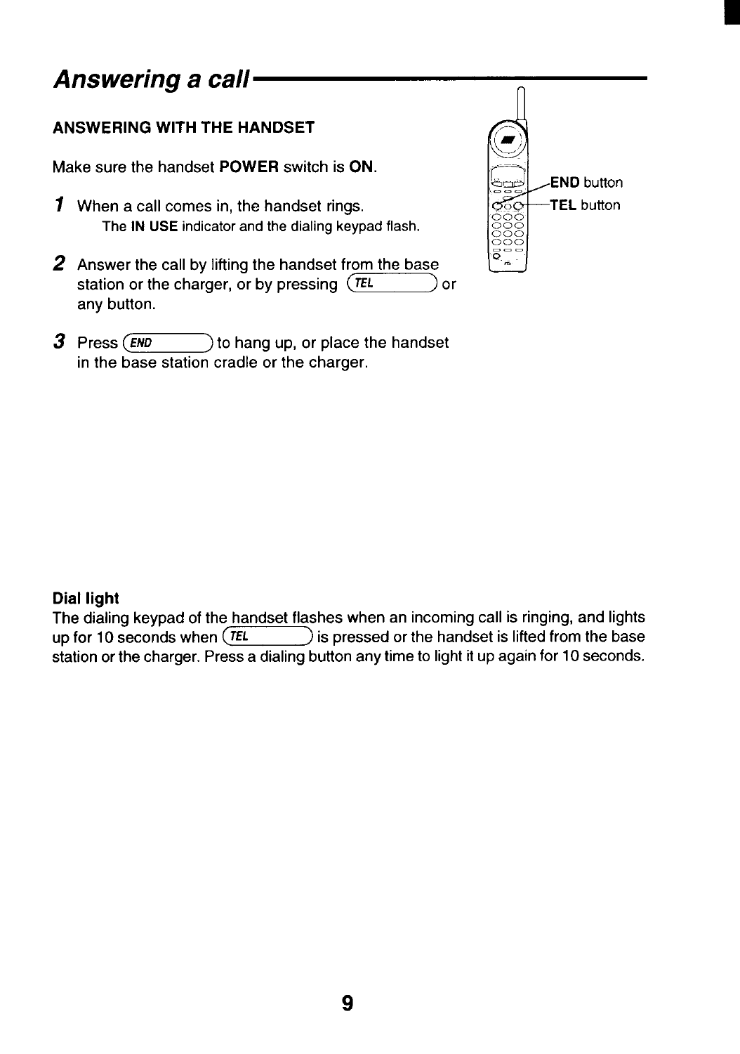# Answering a call

## ANSWERING WITH THE HANDSET

Make sure the handset **POWER** switch is **ON**.

**END** button

**TEL** button

1. When a call comes in, the handset rings.
   The **IN USE** indicator and the dialing keypad flash.

2. Answer the call by lifting the handset from the base station or the charger, or by pressing (TEL) or any button.

3. Press (END) to hang up, or place the handset in the base station cradle or the charger.

**Dial light**

The dialing keypad of the handset flashes when an incoming call is ringing, and lights up for 10 seconds when (TEL) is pressed or the handset is lifted from the base station or the charger. Press a dialing button any time to light it up again for 10 seconds.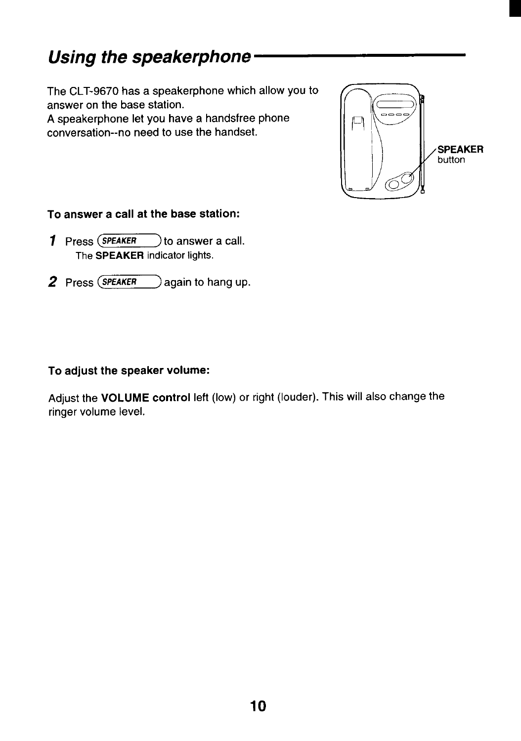## *Using the speakerphone*

The CLT-9670 has a speakerphone which allow you to answer on the base station.
A speakerphone let you have a handsfree phone conversation--no need to use the handset.

**SPEAKER** button

**To answer a call at the base station:**

1. Press (SPEAKER) to answer a call.
   The **SPEAKER** indicator lights.
2. Press (SPEAKER) again to hang up.

**To adjust the speaker volume:**

Adjust the **VOLUME control** left (low) or right (louder). This will also change the ringer volume level.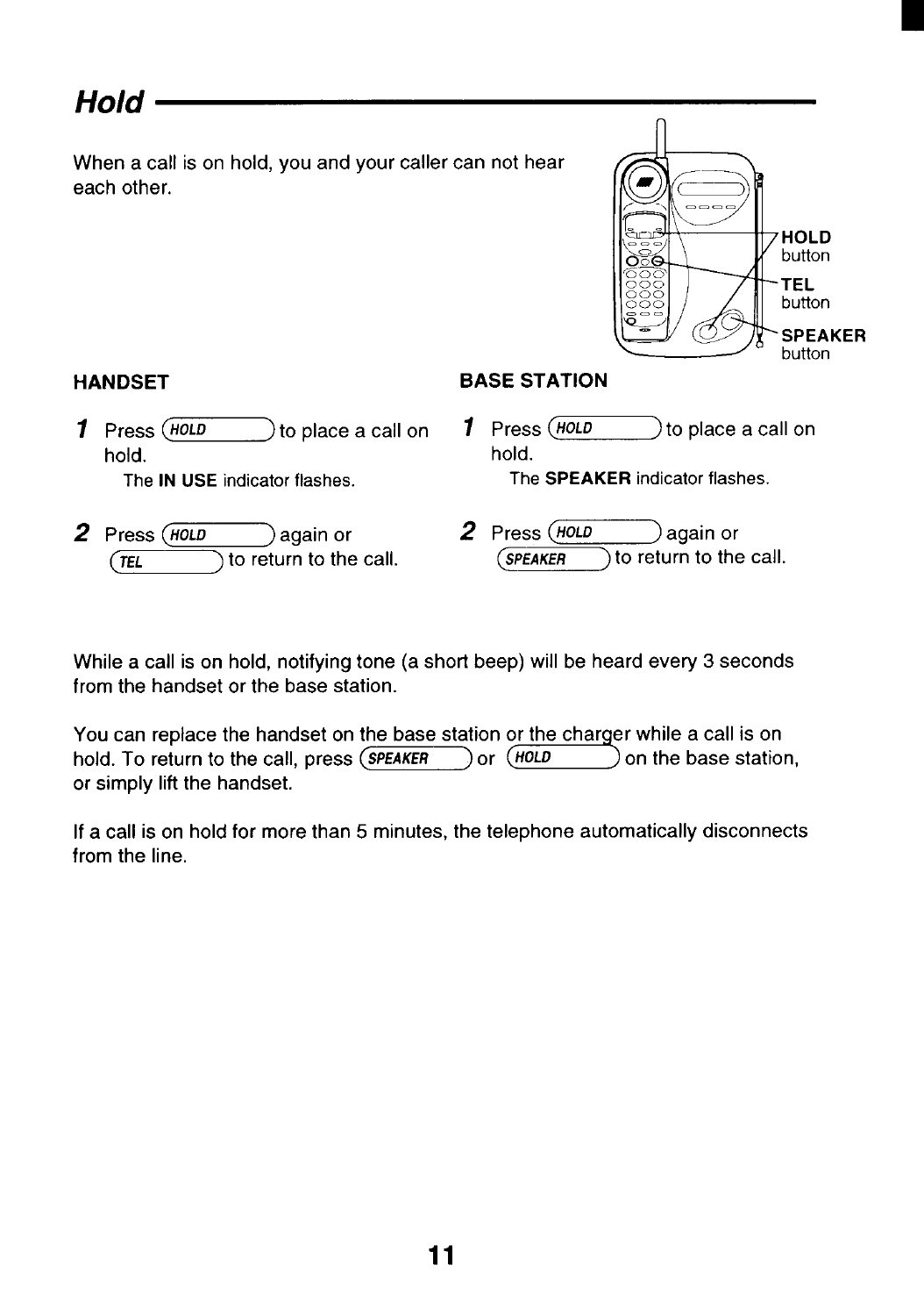# Hold

When a call is on hold, you and your caller can not hear each other.

HOLD button

TEL button

SPEAKER button

**HANDSET**

1. Press (HOLD) to place a call on hold.
   The **IN USE** indicator flashes.
2. Press (HOLD) again or (TEL) to return to the call.

**BASE STATION**

1. Press (HOLD) to place a call on hold.
   The **SPEAKER** indicator flashes.
2. Press (HOLD) again or (SPEAKER) to return to the call.

While a call is on hold, notifying tone (a short beep) will be heard every 3 seconds from the handset or the base station.

You can replace the handset on the base station or the charger while a call is on hold. To return to the call, press (SPEAKER) or (HOLD) on the base station, or simply lift the handset.

If a call is on hold for more than 5 minutes, the telephone automatically disconnects from the line.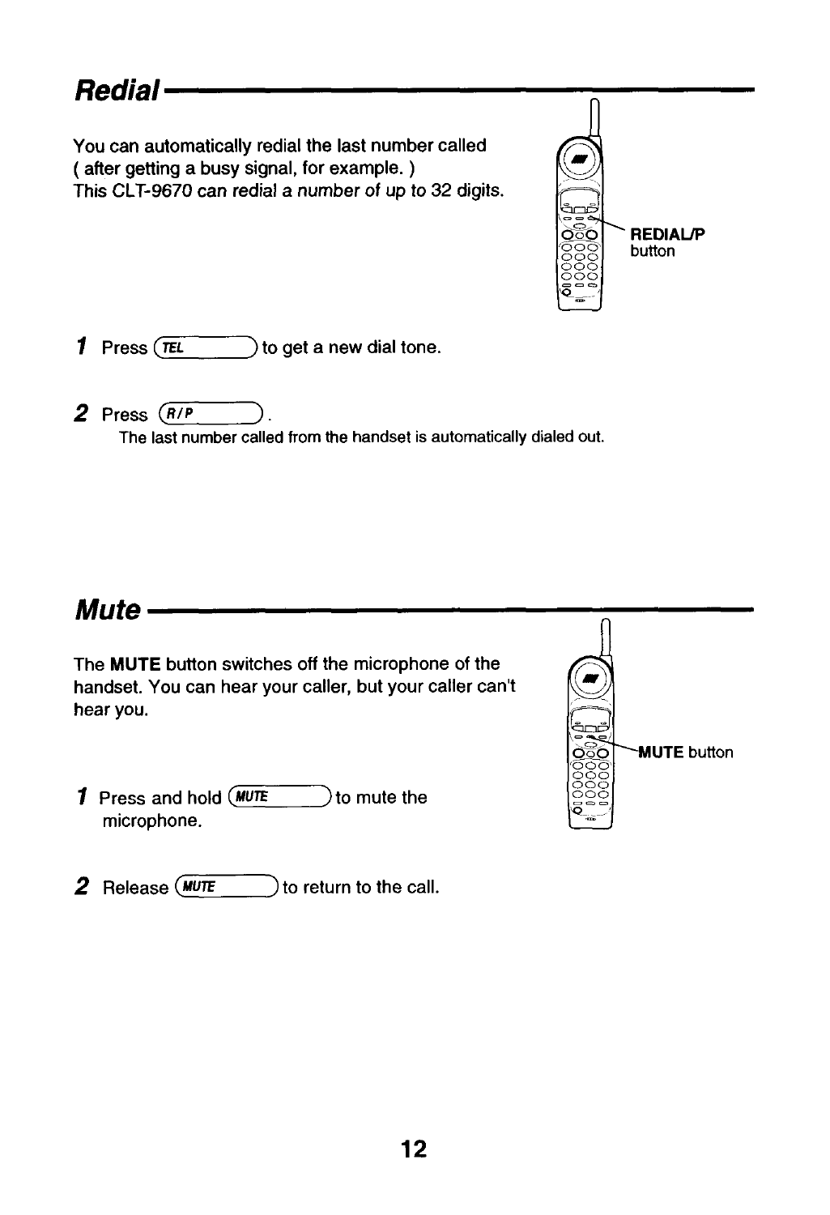## *Redial*

You can automatically redial the last number called ( after getting a busy signal, for example. )
*This CLT-9670 can redial a number of up to 32 digits.*

**REDIAL/P** button

**1** Press (TEL) to get a new dial tone.

**2** Press (R/P).
The last number called from the handset is automatically dialed out.

## *Mute*

The **MUTE** button switches off the microphone of the handset. You can hear your caller, but your caller can't hear you.

**MUTE** button

**1** Press and hold (MUTE) to mute the microphone.

**2** Release (MUTE) to return to the call.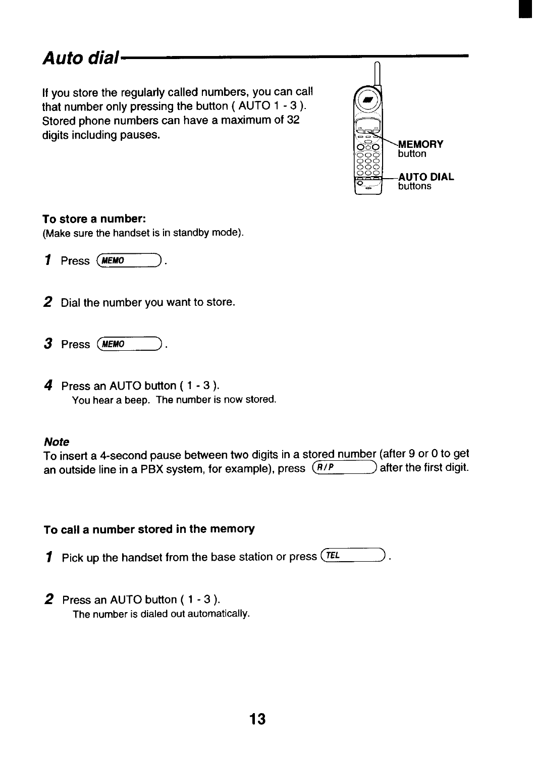# Auto dial

If you store the regularly called numbers, you can call that number only pressing the button ( AUTO 1 - 3 ). Stored phone numbers can have a maximum of 32 digits including pauses.

MEMORY button

AUTO DIAL buttons

### To store a number:

(Make sure the handset is in standby mode).

1 Press (MEMO).

2 Dial the number you want to store.

3 Press (MEMO).

4 Press an AUTO button ( 1 - 3 ).
You hear a beep. The number is now stored.

***Note***

To insert a 4-second pause between two digits in a stored number (after 9 or 0 to get an outside line in a PBX system, for example), press (R/P) after the first digit.

### To call a number stored in the memory

1 Pick up the handset from the base station or press (TEL).

2 Press an AUTO button ( 1 - 3 ).
The number is dialed out automatically.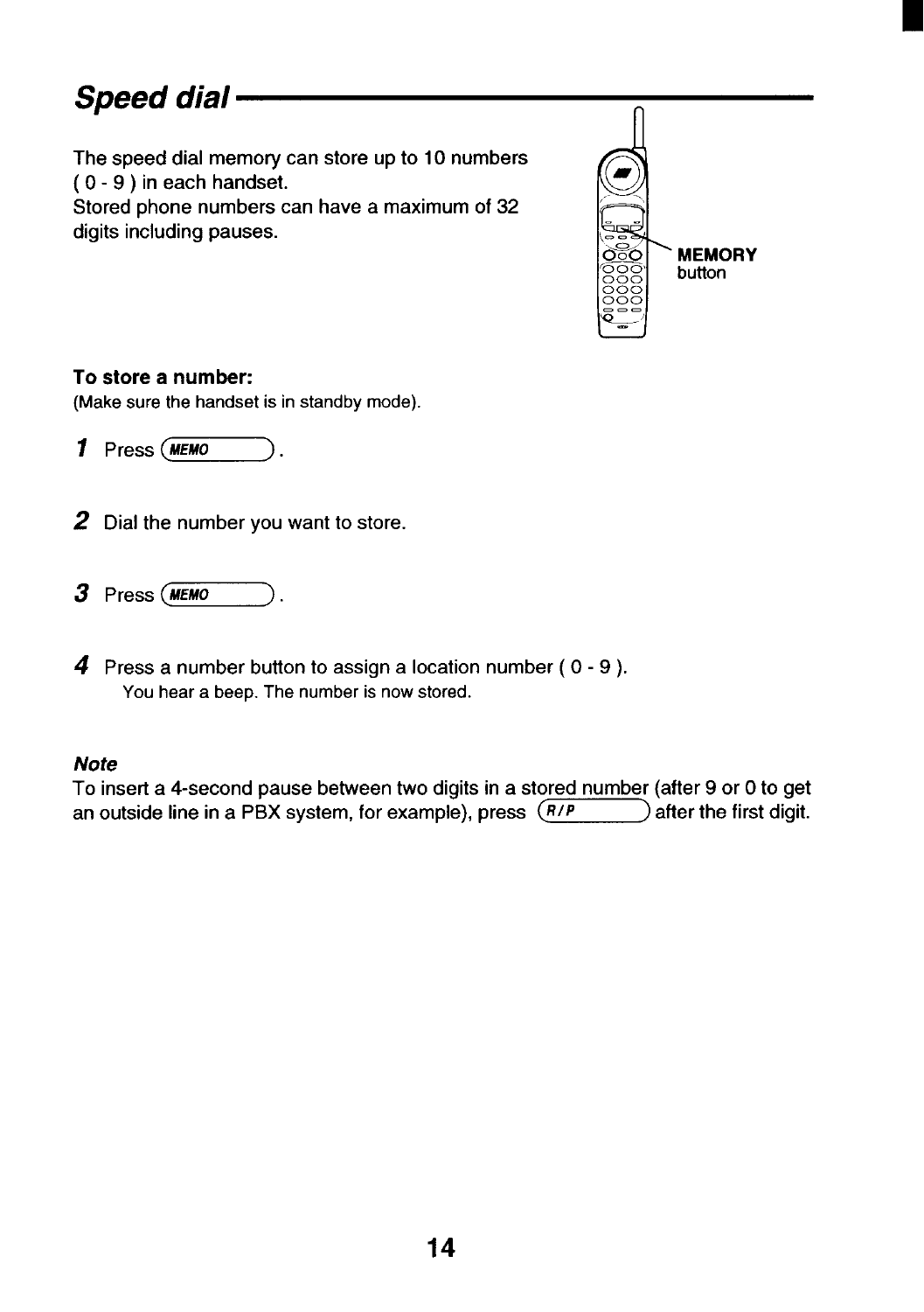# Speed dial

The speed dial memory can store up to 10 numbers ( 0 - 9 ) in each handset.
Stored phone numbers can have a maximum of 32 digits including pauses.

**MEMORY** button

**To store a number:**
(Make sure the handset is in standby mode).

1. Press (MEMO).
2. Dial the number you want to store.
3. Press (MEMO).
4. Press a number button to assign a location number ( 0 - 9 ).
   You hear a beep. The number is now stored.

***Note***
To insert a 4-second pause between two digits in a stored number (after 9 or 0 to get an outside line in a PBX system, for example), press (R/P) after the first digit.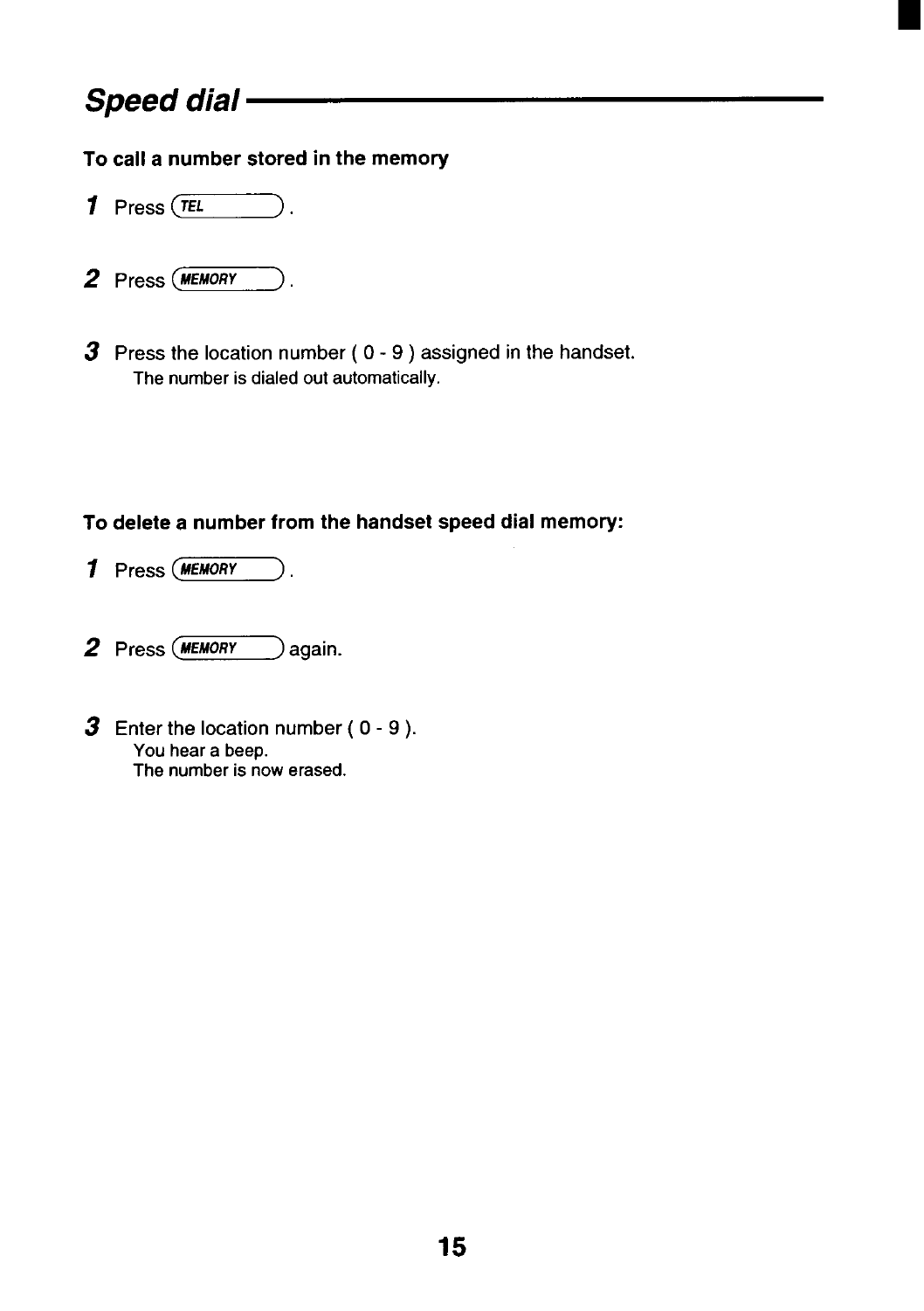# Speed dial

**To call a number stored in the memory**

1 Press (TEL).

2 Press (MEMORY).

3 Press the location number ( 0 - 9 ) assigned in the handset.
The number is dialed out automatically.

**To delete a number from the handset speed dial memory:**

1 Press (MEMORY).

2 Press (MEMORY) again.

3 Enter the location number ( 0 - 9 ).
You hear a beep.
The number is now erased.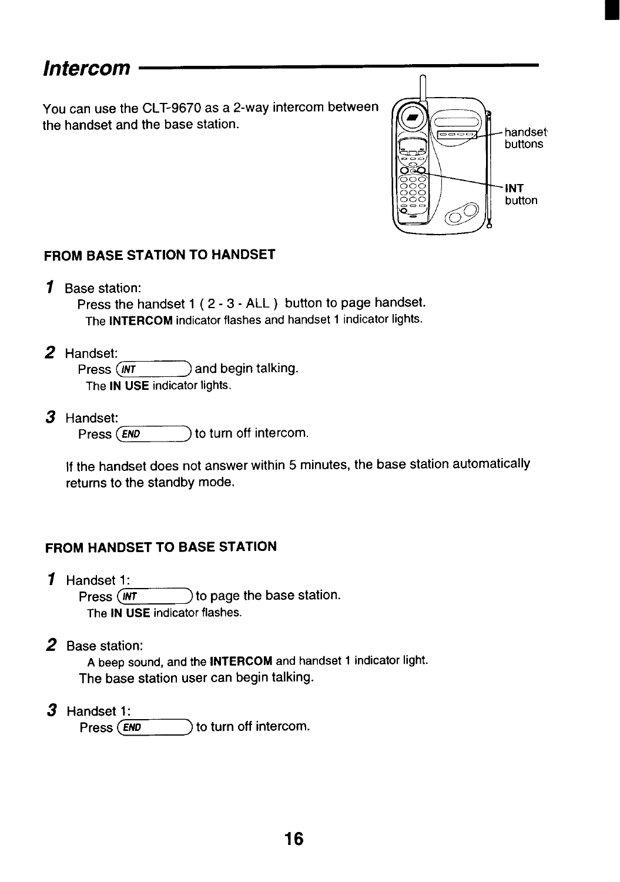# Intercom

You can use the CLT-9670 as a 2-way intercom between the handset and the base station.

handset buttons

INT button

### FROM BASE STATION TO HANDSET

**1** Base station:

Press the handset 1 ( 2 - 3 - ALL ) button to page handset.

The **INTERCOM** indicator flashes and handset 1 indicator lights.

**2** Handset:

Press (INT) and begin talking.

The **IN USE** indicator lights.

**3** Handset:

Press (END) to turn off intercom.

If the handset does not answer within 5 minutes, the base station automatically returns to the standby mode.

### FROM HANDSET TO BASE STATION

**1** Handset 1:

Press (INT) to page the base station.

The **IN USE** indicator flashes.

**2** Base station:

A beep sound, and the **INTERCOM** and handset 1 indicator light.

The base station user can begin talking.

**3** Handset 1:

Press (END) to turn off intercom.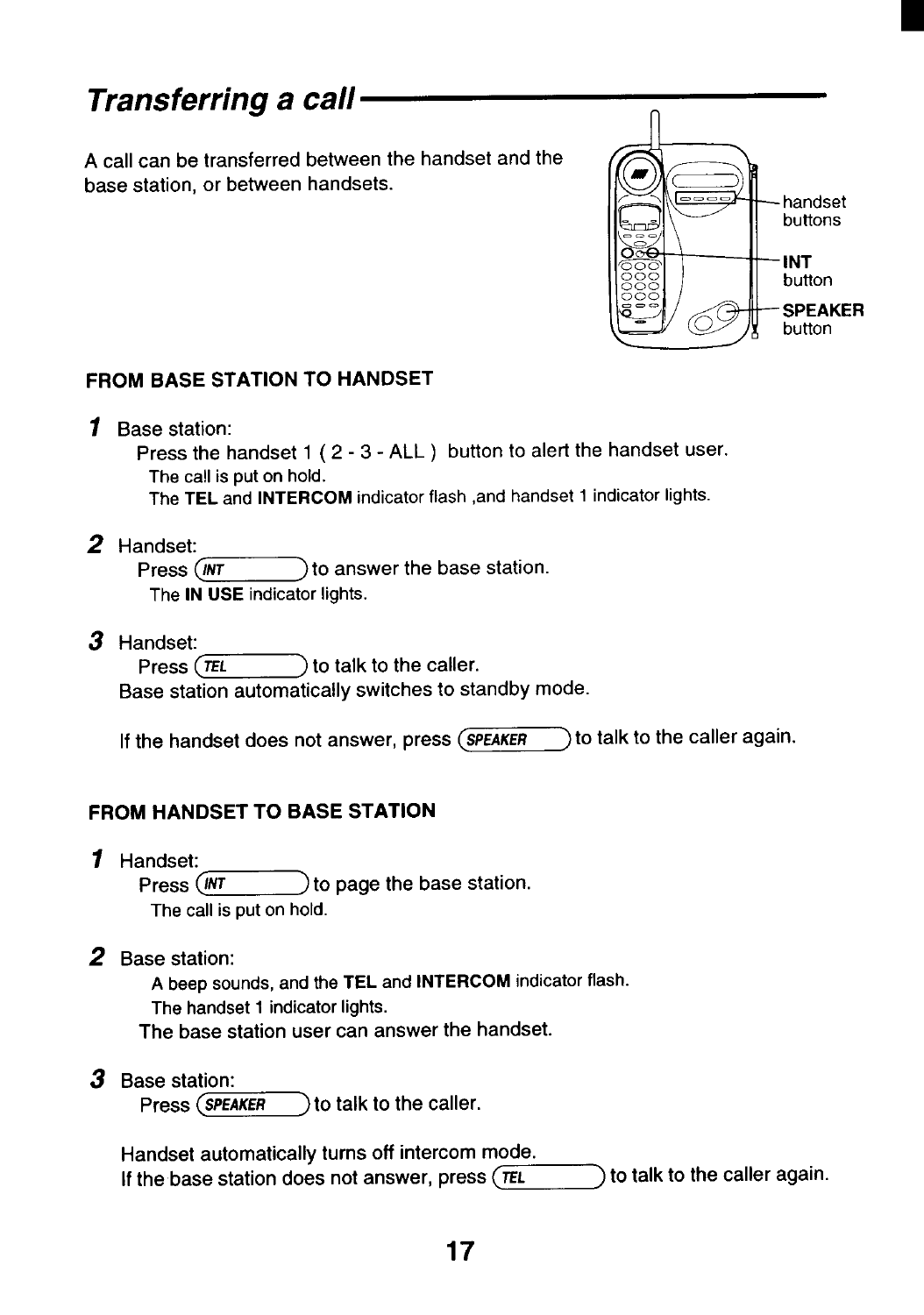# *Transferring a call*

A call can be transferred between the handset and the base station, or between handsets.

handset buttons

**INT** button

**SPEAKER** button

### FROM BASE STATION TO HANDSET

**1** Base station:

Press the handset 1 ( 2 - 3 - ALL ) button to alert the handset user.

The call is put on hold.

The **TEL** and **INTERCOM** indicator flash ,and handset 1 indicator lights.

**2** Handset:

Press (INT) to answer the base station.

The **IN USE** indicator lights.

**3** Handset:

Press (TEL) to talk to the caller.

Base station automatically switches to standby mode.

If the handset does not answer, press (SPEAKER) to talk to the caller again.

### FROM HANDSET TO BASE STATION

**1** Handset:

Press (INT) to page the base station.

The call is put on hold.

**2** Base station:

A beep sounds, and the **TEL** and **INTERCOM** indicator flash.

The handset 1 indicator lights.

The base station user can answer the handset.

**3** Base station:

Press (SPEAKER) to talk to the caller.

Handset automatically turns off intercom mode.

If the base station does not answer, press (TEL) to talk to the caller again.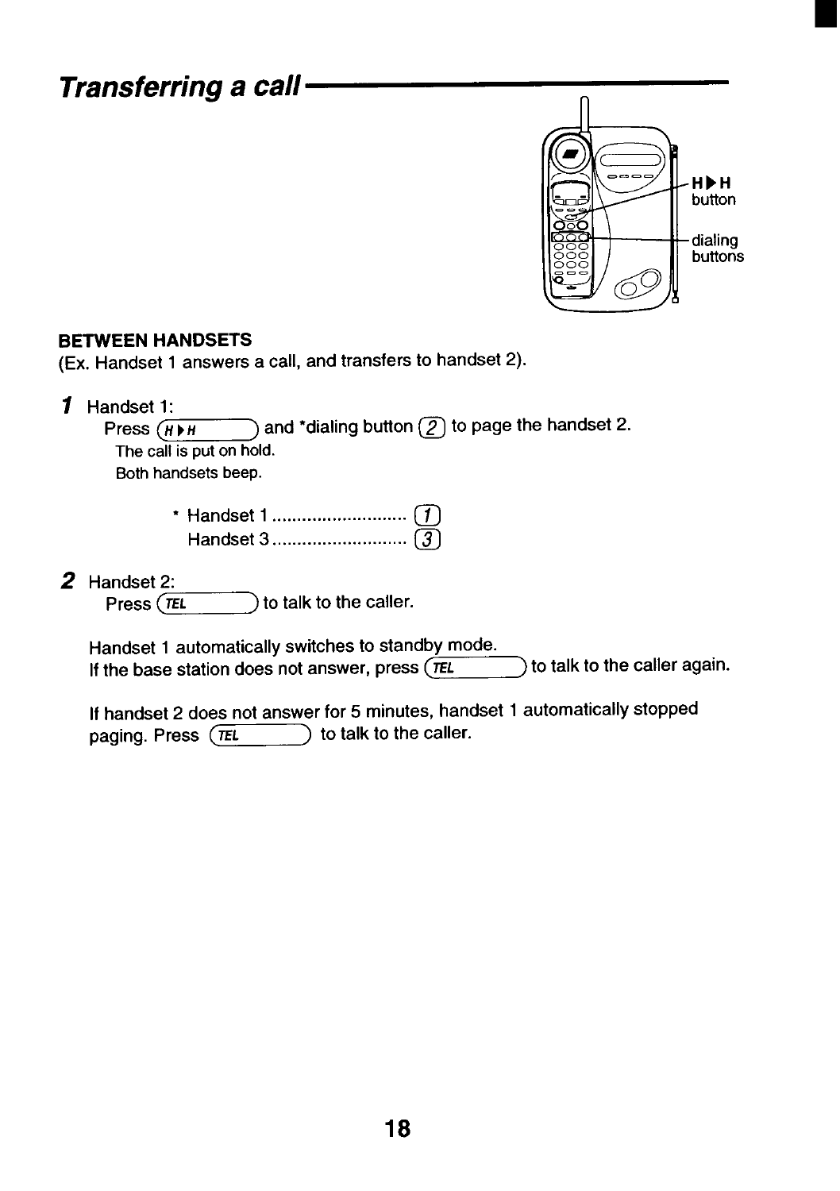# Transferring a call

H▶H button

dialing buttons

**BETWEEN HANDSETS**

(Ex. Handset 1 answers a call, and transfers to handset 2).

**1** Handset 1:

Press (H▶H) and *dialing button (2) to page the handset 2.

The call is put on hold.

Both handsets beep.

* Handset 1 ........................... (1)
  Handset 3 ........................... (3)

**2** Handset 2:

Press (TEL) to talk to the caller.

Handset 1 automatically switches to standby mode.

If the base station does not answer, press (TEL) to talk to the caller again.

If handset 2 does not answer for 5 minutes, handset 1 automatically stopped paging. Press (TEL) to talk to the caller.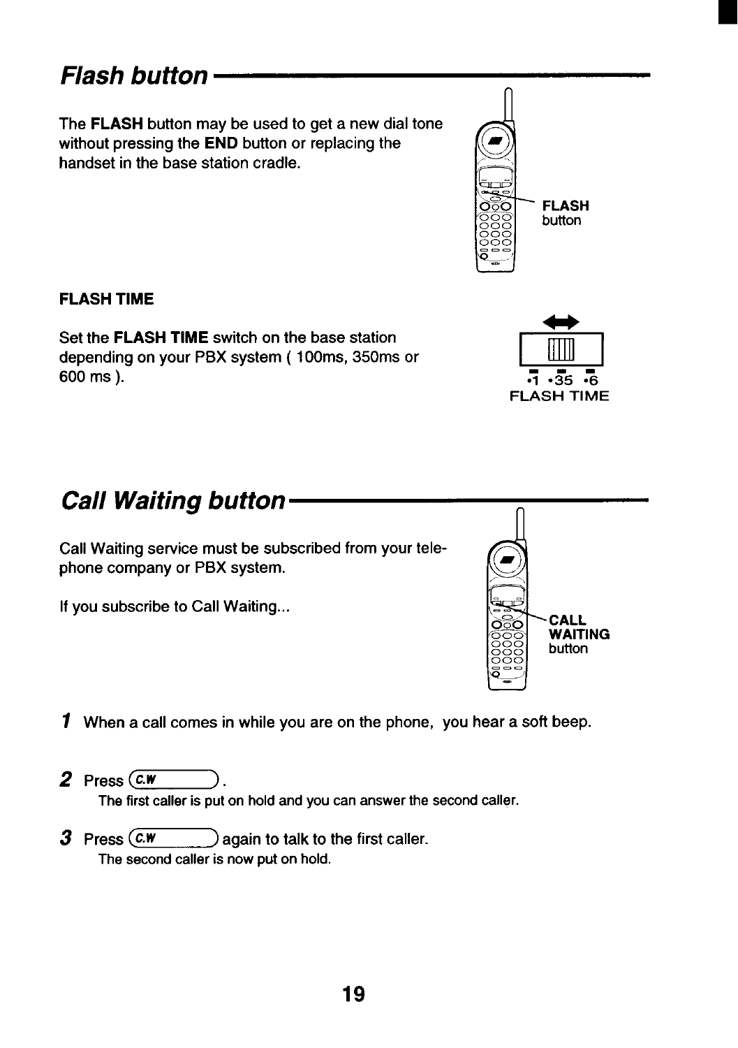## *Flash button*

The **FLASH** button may be used to get a new dial tone without pressing the **END** button or replacing the handset in the base station cradle.

FLASH button

### FLASH TIME

Set the **FLASH TIME** switch on the base station depending on your PBX system ( 100ms, 350ms or 600 ms ).

•1 •35 •6
FLASH TIME

## *Call Waiting button*

Call Waiting service must be subscribed from your telephone company or PBX system.

If you subscribe to Call Waiting...

CALL WAITING button

1. When a call comes in while you are on the phone, you hear a soft beep.

2. Press (C.W).
   The first caller is put on hold and you can answer the second caller.

3. Press (C.W) again to talk to the first caller.
   The second caller is now put on hold.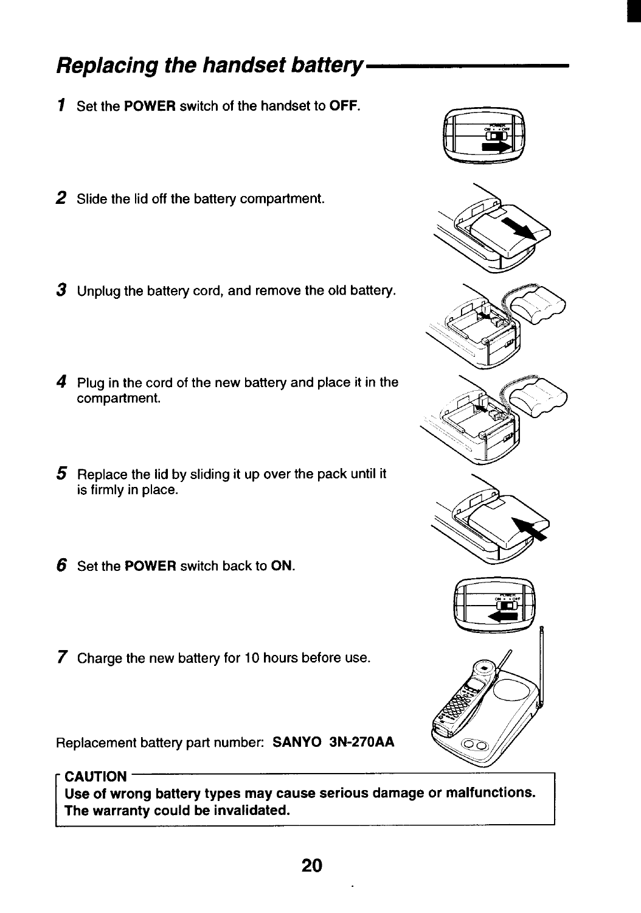## Replacing the handset battery

1. Set the **POWER** switch of the handset to **OFF**.
2. Slide the lid off the battery compartment.
3. Unplug the battery cord, and remove the old battery.
4. Plug in the cord of the new battery and place it in the compartment.
5. Replace the lid by sliding it up over the pack until it is firmly in place.
6. Set the **POWER** switch back to **ON**.
7. Charge the new battery for 10 hours before use.

Replacement battery part number: **SANYO 3N-270AA**

**CAUTION**

**Use of wrong battery types may cause serious damage or malfunctions. The warranty could be invalidated.**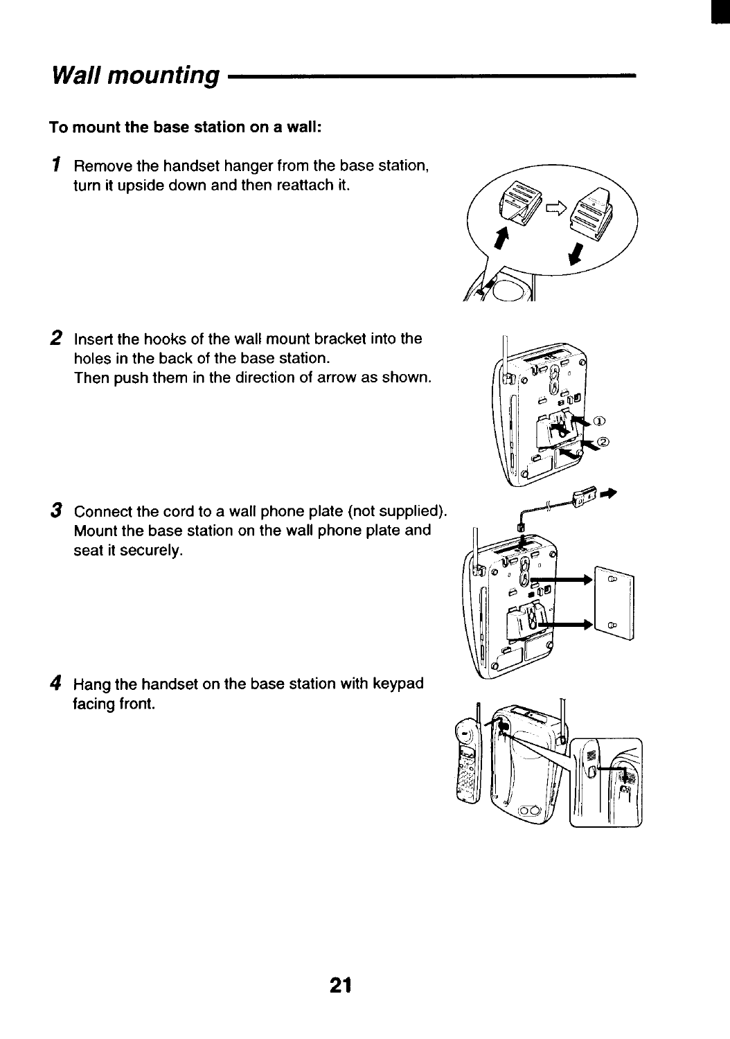# *Wall mounting*

**To mount the base station on a wall:**

1. Remove the handset hanger from the base station, turn it upside down and then reattach it.

2. Insert the hooks of the wall mount bracket into the holes in the back of the base station.
   Then push them in the direction of arrow as shown.

3. Connect the cord to a wall phone plate (not supplied).
   Mount the base station on the wall phone plate and seat it securely.

4. Hang the handset on the base station with keypad facing front.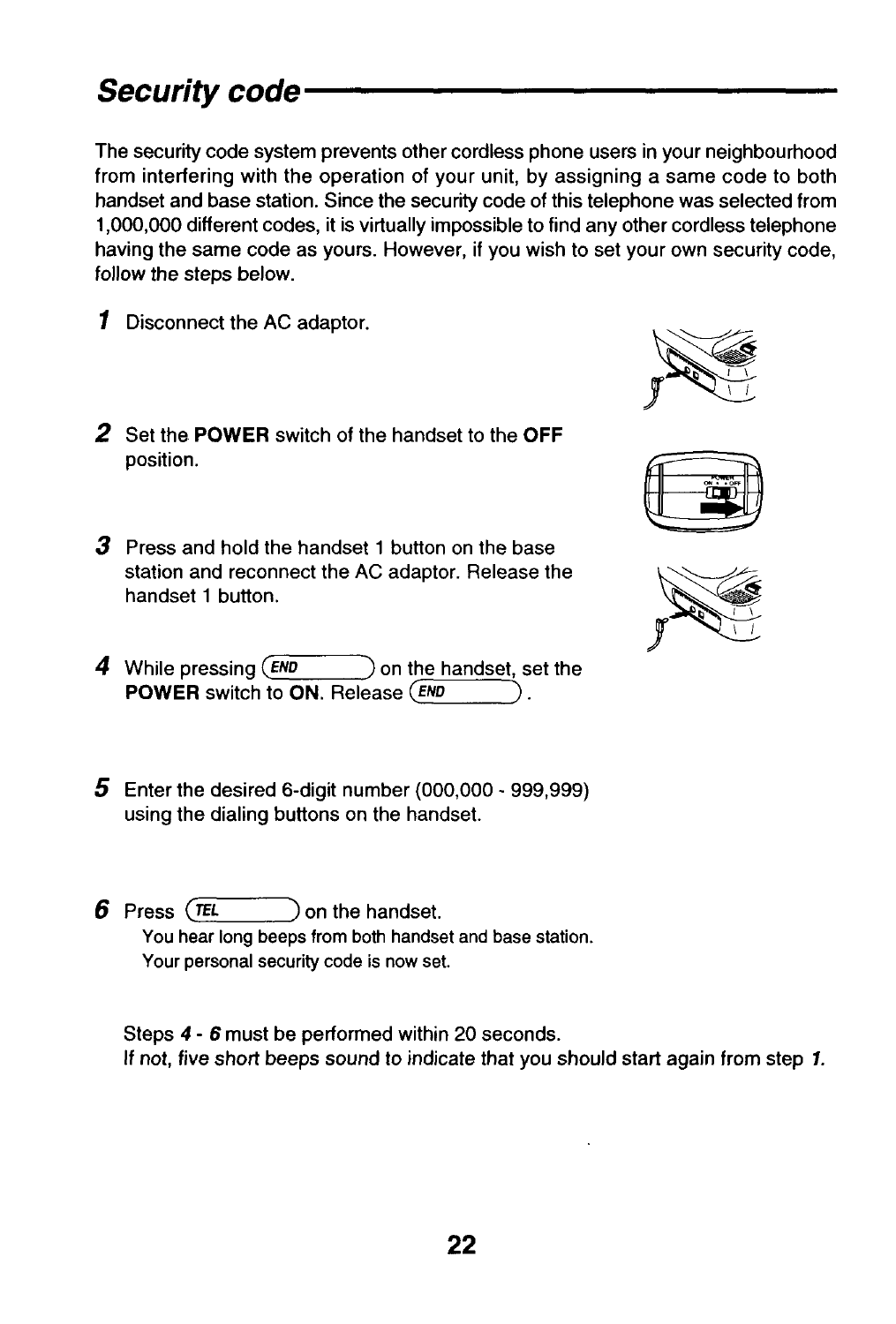## *Security code*

The security code system prevents other cordless phone users in your neighbourhood from interfering with the operation of your unit, by assigning a same code to both handset and base station. Since the security code of this telephone was selected from 1,000,000 different codes, it is virtually impossible to find any other cordless telephone having the same code as yours. However, if you wish to set your own security code, follow the steps below.

1. Disconnect the AC adaptor.

2. Set the **POWER** switch of the handset to the **OFF** position.

3. Press and hold the handset 1 button on the base station and reconnect the AC adaptor. Release the handset 1 button.

4. While pressing (END) on the handset, set the **POWER** switch to **ON**. Release (END).

5. Enter the desired 6-digit number (000,000 - 999,999) using the dialing buttons on the handset.

6. Press (TEL) on the handset.
   You hear long beeps from both handset and base station.
   Your personal security code is now set.

Steps ***4*** - ***6*** must be performed within 20 seconds.
*If not, five short beeps sound to indicate that you should start again from step **1**.*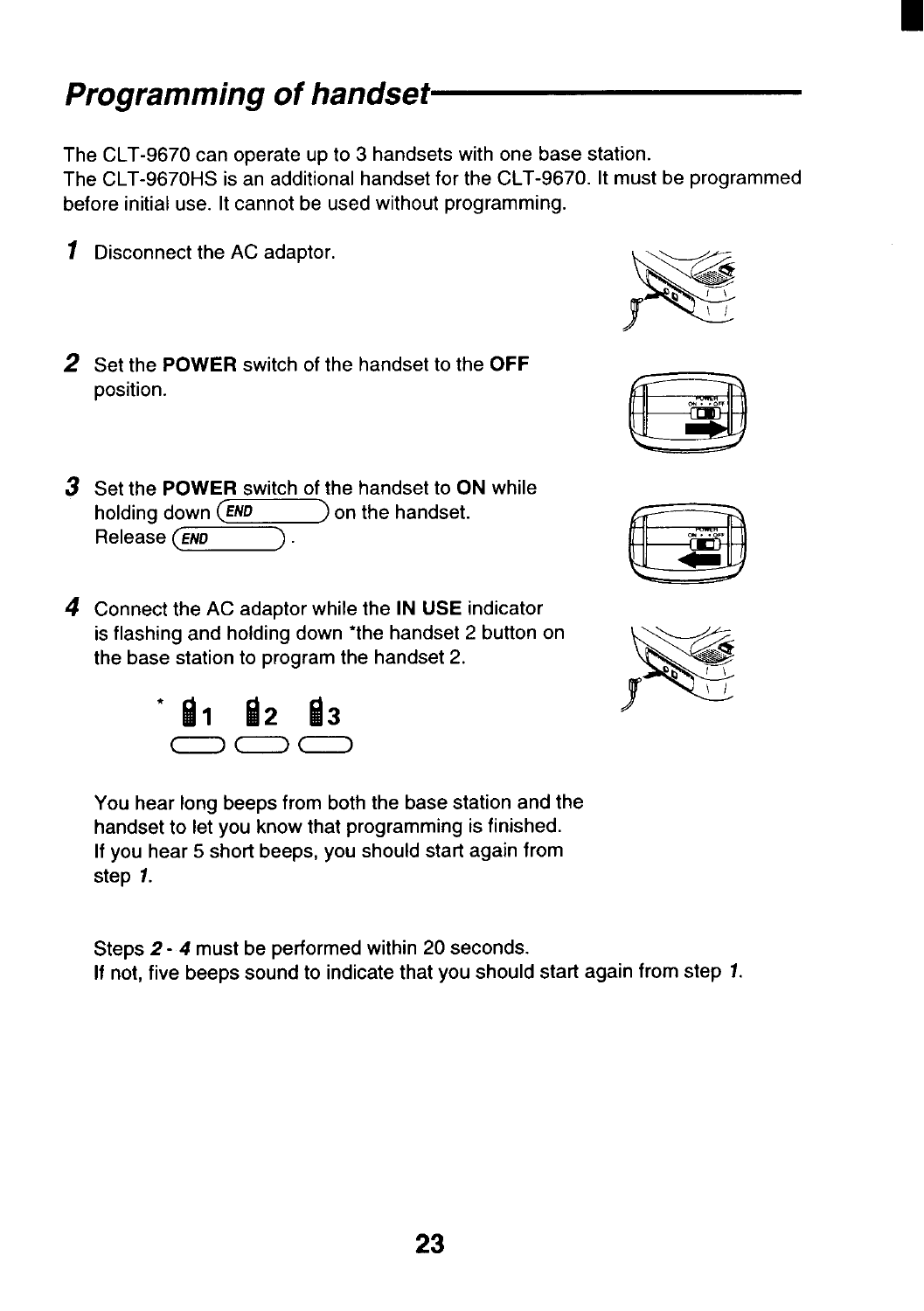## *Programming of handset*

The CLT-9670 can operate up to 3 handsets with one base station.
The CLT-9670HS is an additional handset for the CLT-9670. It must be programmed before initial use. It cannot be used without programming.

**1** Disconnect the AC adaptor.

**2** Set the **POWER** switch of the handset to the **OFF** position.

**3** Set the **POWER** switch of the handset to **ON** while holding down (END) on the handset.
Release (END).

**4** Connect the AC adaptor while the **IN USE** indicator is flashing and holding down *the handset 2 button on the base station to program the handset 2.

\* 1 2 3

You hear long beeps from both the base station and the handset to let you know that programming is finished.
If you hear 5 short beeps, you should start again from step *1*.

Steps *2* - *4* must be performed within 20 seconds.
If not, five beeps sound to indicate that you should start again from step *1*.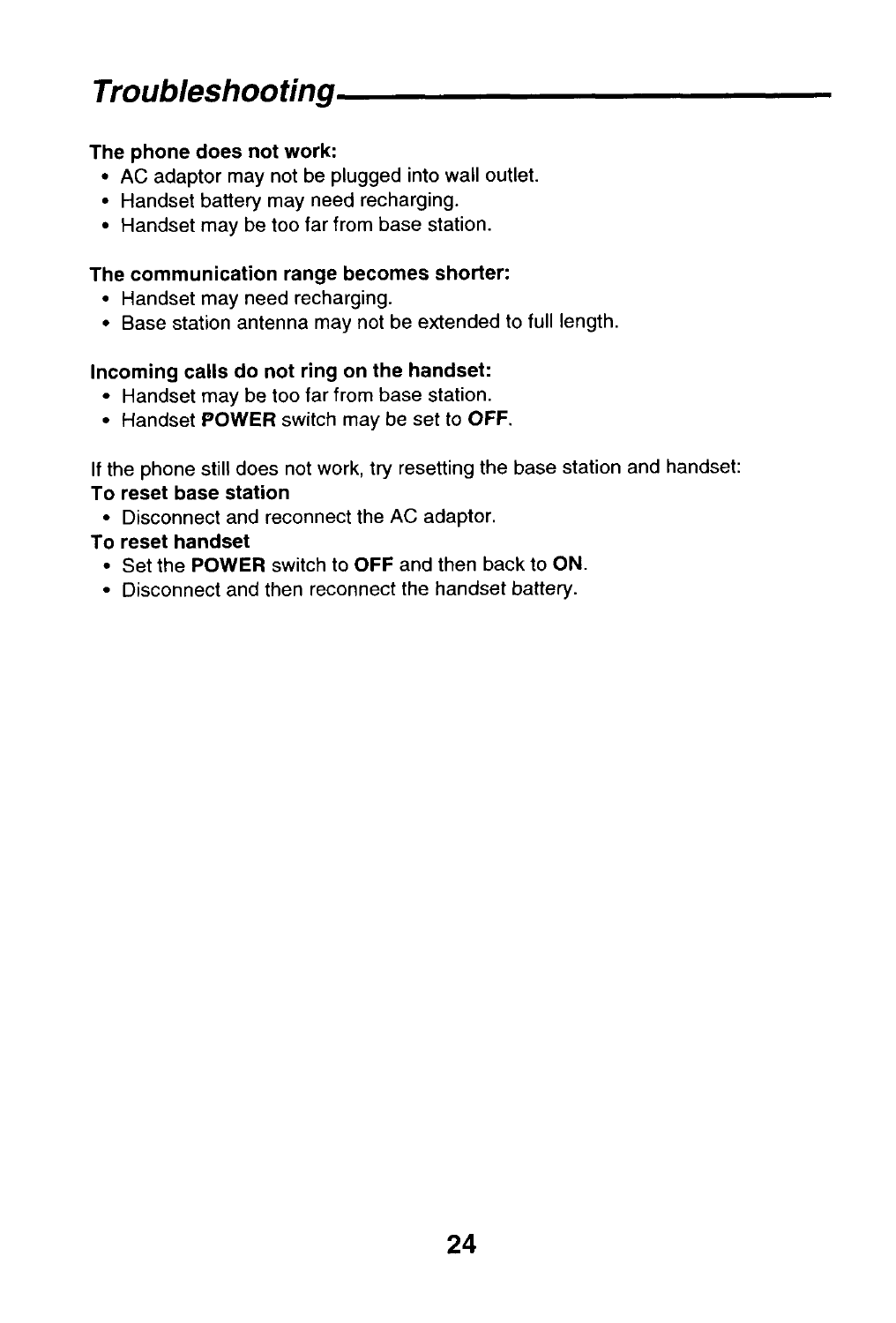# Troubleshooting

**The phone does not work:**

- AC adaptor may not be plugged into wall outlet.
- Handset battery may need recharging.
- Handset may be too far from base station.

**The communication range becomes shorter:**

- Handset may need recharging.
- Base station antenna may not be extended to full length.

**Incoming calls do not ring on the handset:**

- Handset may be too far from base station.
- Handset **POWER** switch may be set to **OFF**.

If the phone still does not work, try resetting the base station and handset:

**To reset base station**

- Disconnect and reconnect the AC adaptor.

**To reset handset**

- Set the **POWER** switch to **OFF** and then back to **ON**.
- Disconnect and then reconnect the handset battery.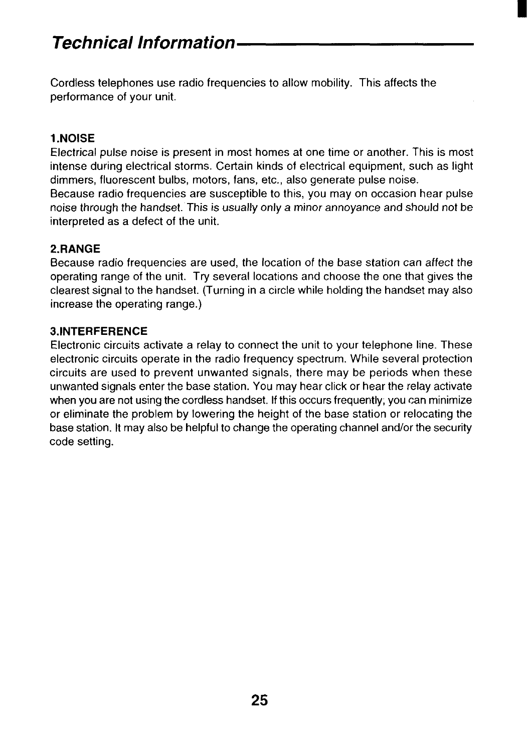# *Technical Information*

Cordless telephones use radio frequencies to allow mobility. This affects the performance of your unit.

### 1.NOISE

Electrical pulse noise is present in most homes at one time or another. This is most intense during electrical storms. Certain kinds of electrical equipment, such as light dimmers, fluorescent bulbs, motors, fans, etc., also generate pulse noise.
Because radio frequencies are susceptible to this, you may on occasion hear pulse noise through the handset. This is usually only a minor annoyance and should not be interpreted as a defect of the unit.

### 2.RANGE

Because radio frequencies are used, the location of the base station can affect the operating range of the unit. Try several locations and choose the one that gives the clearest signal to the handset. (Turning in a circle while holding the handset may also increase the operating range.)

### 3.INTERFERENCE

Electronic circuits activate a relay to connect the unit to your telephone line. These electronic circuits operate in the radio frequency spectrum. While several protection circuits are used to prevent unwanted signals, there may be periods when these unwanted signals enter the base station. You may hear click or hear the relay activate when you are not using the cordless handset. If this occurs frequently, you can minimize or eliminate the problem by lowering the height of the base station or relocating the base station. It may also be helpful to change the operating channel and/or the security code setting.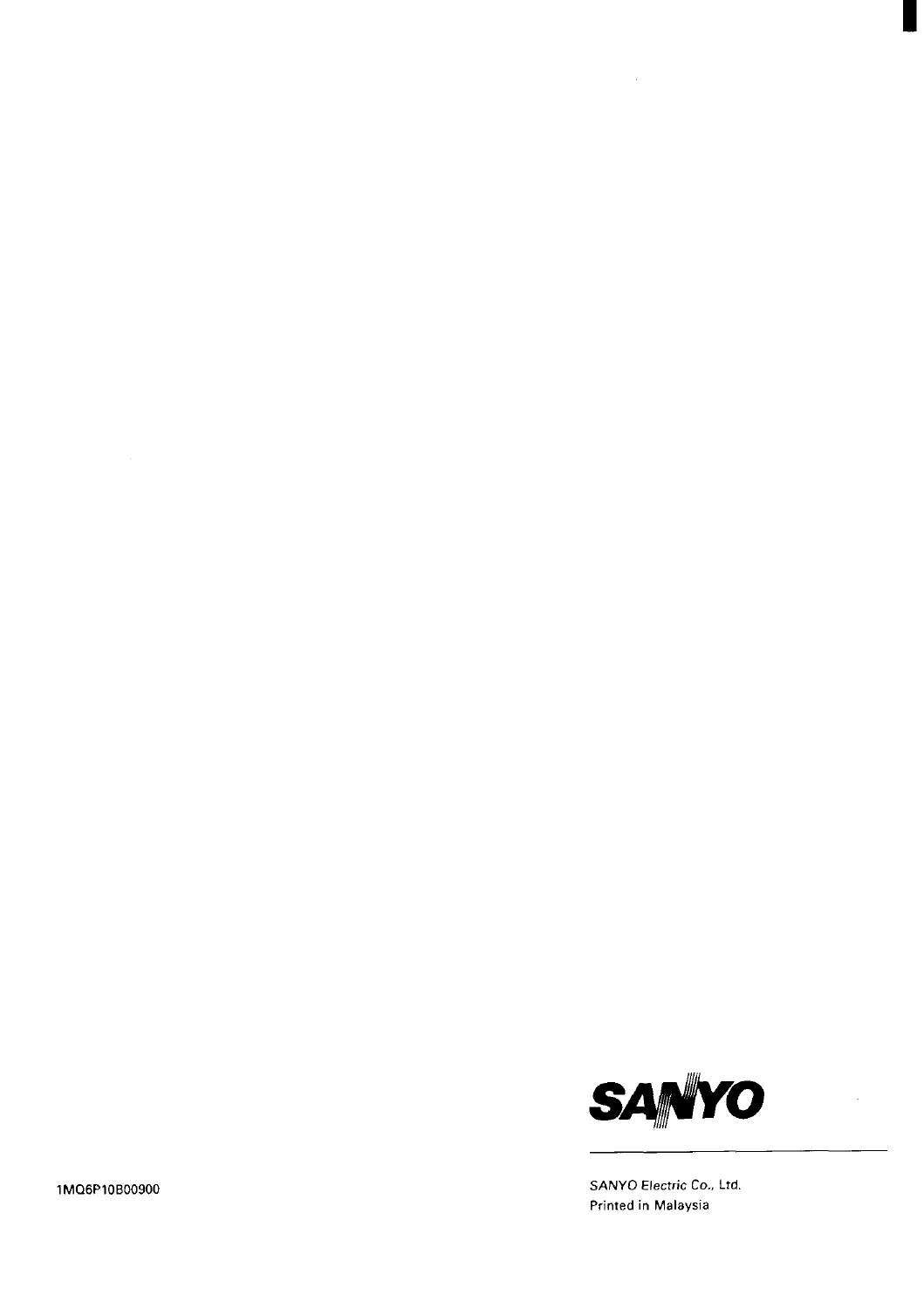SANYO

1MQ6P10B00900

SANYO Electric Co., Ltd.
Printed in Malaysia